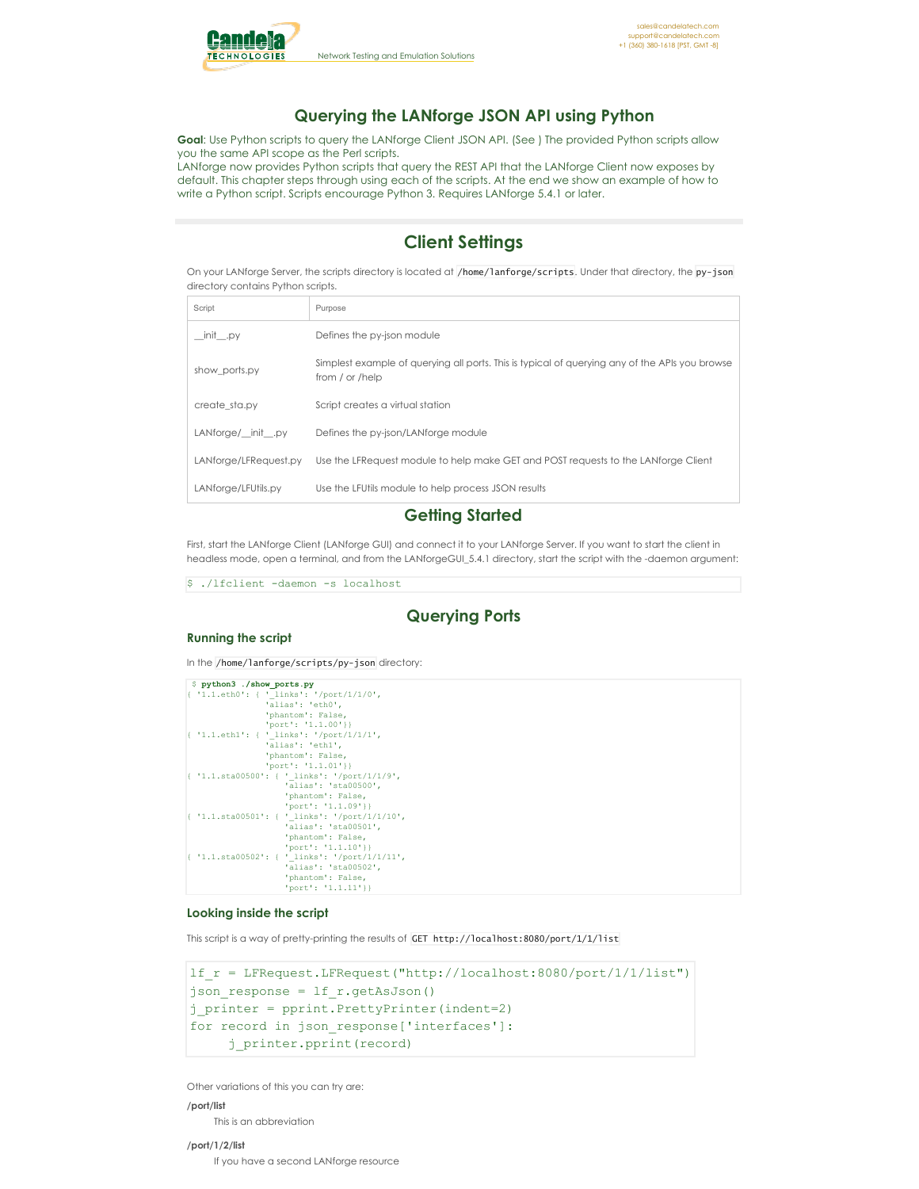# Querying the LANforge JSON API using Python

**Goal**: Use Python scripts to query the LANforge Client JSON API. (See ) The provided Python scripts allow you the same API scope as the Perl scripts.
LANforge now provides Python scripts that query the REST API that the LANforge Client now exposes by default. This chapter steps through using each of the scripts. At the end we show an example of how to write a Python script. Scripts encourage Python 3. Requires LANforge 5.4.1 or later.

## Client Settings

On your LANforge Server, the scripts directory is located at `/home/lanforge/scripts`. Under that directory, the `py-json` directory contains Python scripts.

| Script | Purpose |
|---|---|
| __init__.py | Defines the py-json module |
| show_ports.py | Simplest example of querying all ports. This is typical of querying any of the APIs you browse from / or /help |
| create_sta.py | Script creates a virtual station |
| LANforge/__init__.py | Defines the py-json/LANforge module |
| LANforge/LFRequest.py | Use the LFRequest module to help make GET and POST requests to the LANforge Client |
| LANforge/LFUtils.py | Use the LFUtils module to help process JSON results |

## Getting Started

First, start the LANforge Client (LANforge GUI) and connect it to your LANforge Server. If you want to start the client in headless mode, open a terminal, and from the LANforgeGUI_5.4.1 directory, start the script with the -daemon argument:

```
$ ./lfclient -daemon -s localhost
```

## Querying Ports

### Running the script

In the `/home/lanforge/scripts/py-json` directory:

```
$ python3 ./show_ports.py
{ '1.1.eth0': { '_links': '/port/1/1/0',
                'alias': 'eth0',
                'phantom': False,
                'port': '1.1.00'}}
{ '1.1.eth1': { '_links': '/port/1/1/1',
                'alias': 'eth1',
                'phantom': False,
                'port': '1.1.01'}}
{ '1.1.sta00500': { '_links': '/port/1/1/9',
                    'alias': 'sta00500',
                    'phantom': False,
                    'port': '1.1.09'}}
{ '1.1.sta00501': { '_links': '/port/1/1/10',
                    'alias': 'sta00501',
                    'phantom': False,
                    'port': '1.1.10'}}
{ '1.1.sta00502': { '_links': '/port/1/1/11',
                    'alias': 'sta00502',
                    'phantom': False,
                    'port': '1.1.11'}}
```

### Looking inside the script

This script is a way of pretty-printing the results of `GET http://localhost:8080/port/1/1/list`

```
lf_r = LFRequest.LFRequest("http://localhost:8080/port/1/1/list")
json_response = lf_r.getAsJson()
j_printer = pprint.PrettyPrinter(indent=2)
for record in json_response['interfaces']:
     j_printer.pprint(record)
```

Other variations of this you can try are:

**/port/list**
: This is an abbreviation

**/port/1/2/list**
: If you have a second LANforge resource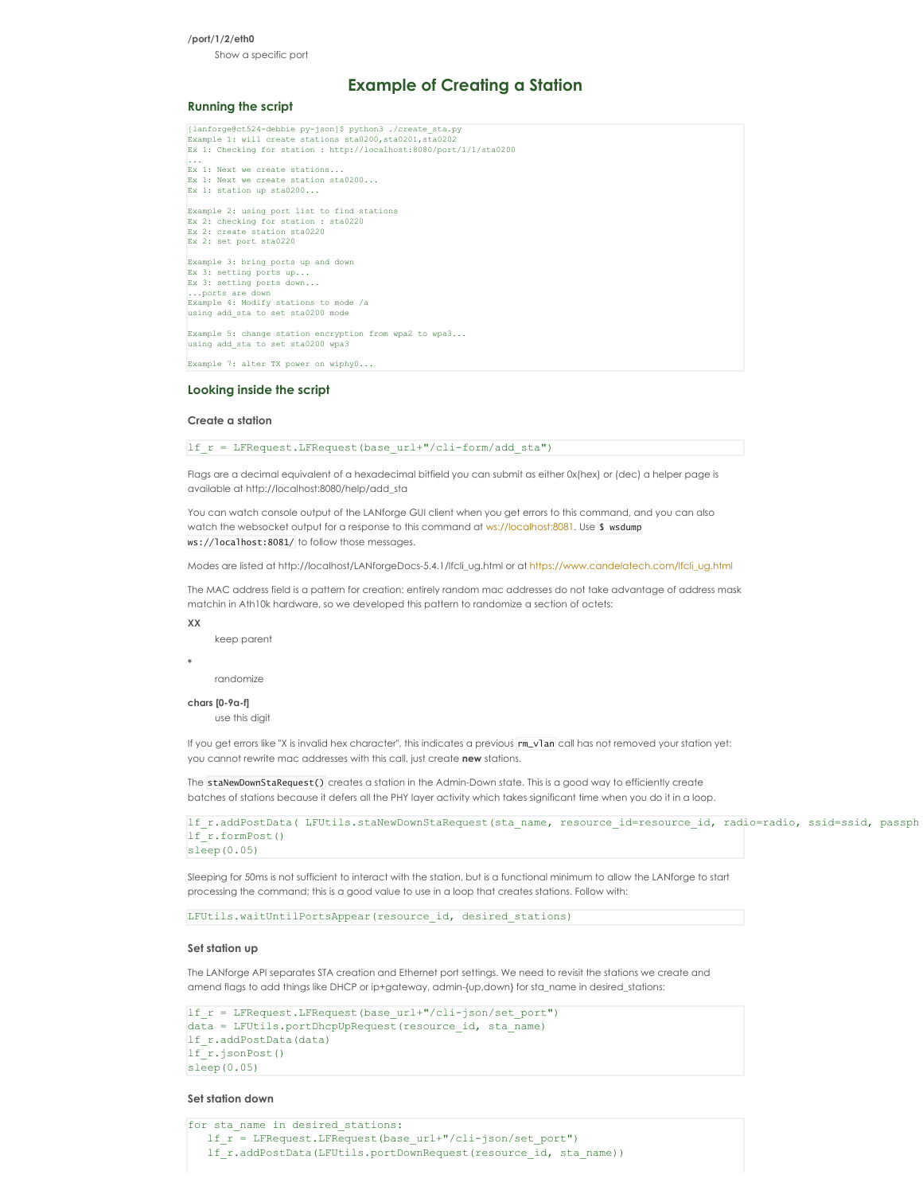**/port/1/2/eth0**

Show a specific port

# Example of Creating a Station

## Running the script

```
[lanforge@ct524-debbie py-json]$ python3 ./create_sta.py
Example 1: will create stations sta0200,sta0201,sta0202
Ex 1: Checking for station : http://localhost:8080/port/1/1/sta0200
...
Ex 1: Next we create stations...
Ex 1: Next we create station sta0200...
Ex 1: station up sta0200...

Example 2: using port list to find stations
Ex 2: checking for station : sta0220
Ex 2: create station sta0220
Ex 2: set port sta0220

Example 3: bring ports up and down
Ex 3: setting ports up...
Ex 3: setting ports down...
...ports are down
Example 4: Modify stations to mode /a
using add_sta to set sta0200 mode

Example 5: change station encryption from wpa2 to wpa3...
using add_sta to set sta0200 wpa3

Example 7: alter TX power on wiphy0...
```

## Looking inside the script

### Create a station

```
lf_r = LFRequest.LFRequest(base_url+"/cli-form/add_sta")
```

Flags are a decimal equivalent of a hexadecimal bitfield you can submit as either 0x(hex) or (dec) a helper page is available at http://localhost:8080/help/add_sta

You can watch console output of the LANforge GUI client when you get errors to this command, and you can also watch the websocket output for a response to this command at ws://localhost:8081. Use `$ wsdump ws://localhost:8081/` to follow those messages.

Modes are listed at http://localhost/LANforgeDocs-5.4.1/lfcli_ug.html or at https://www.candelatech.com/lfcli_ug.html

The MAC address field is a pattern for creation: entirely random mac addresses do not take advantage of address mask matchin in Ath10k hardware, so we developed this pattern to randomize a section of octets:

**XX**

keep parent

*

randomize

**chars [0-9a-f]**

use this digit

If you get errors like "X is invalid hex character", this indicates a previous `rm_vlan` call has not removed your station yet: you cannot rewrite mac addresses with this call, just create **new** stations.

The `staNewDownStaRequest()` creates a station in the Admin-Down state. This is a good way to efficiently create batches of stations because it defers all the PHY layer activity which takes significant time when you do it in a loop.

```
lf_r.addPostData( LFUtils.staNewDownStaRequest(sta_name, resource_id=resource_id, radio=radio, ssid=ssid, passph
lf_r.formPost()
sleep(0.05)
```

Sleeping for 50ms is not sufficient to interact with the station, but is a functional minimum to allow the LANforge to start processing the command; this is a good value to use in a loop that creates stations. Follow with:

```
LFUtils.waitUntilPortsAppear(resource_id, desired_stations)
```

### Set station up

The LANforge API separates STA creation and Ethernet port settings. We need to revisit the stations we create and amend flags to add things like DHCP or ip+gateway, admin-{up,down} for sta_name in desired_stations:

```
lf_r = LFRequest.LFRequest(base_url+"/cli-json/set_port")
data = LFUtils.portDhcpUpRequest(resource_id, sta_name)
lf_r.addPostData(data)
lf_r.jsonPost()
sleep(0.05)
```

### Set station down

```
for sta_name in desired_stations:
   lf_r = LFRequest.LFRequest(base_url+"/cli-json/set_port")
   lf_r.addPostData(LFUtils.portDownRequest(resource_id, sta_name))
```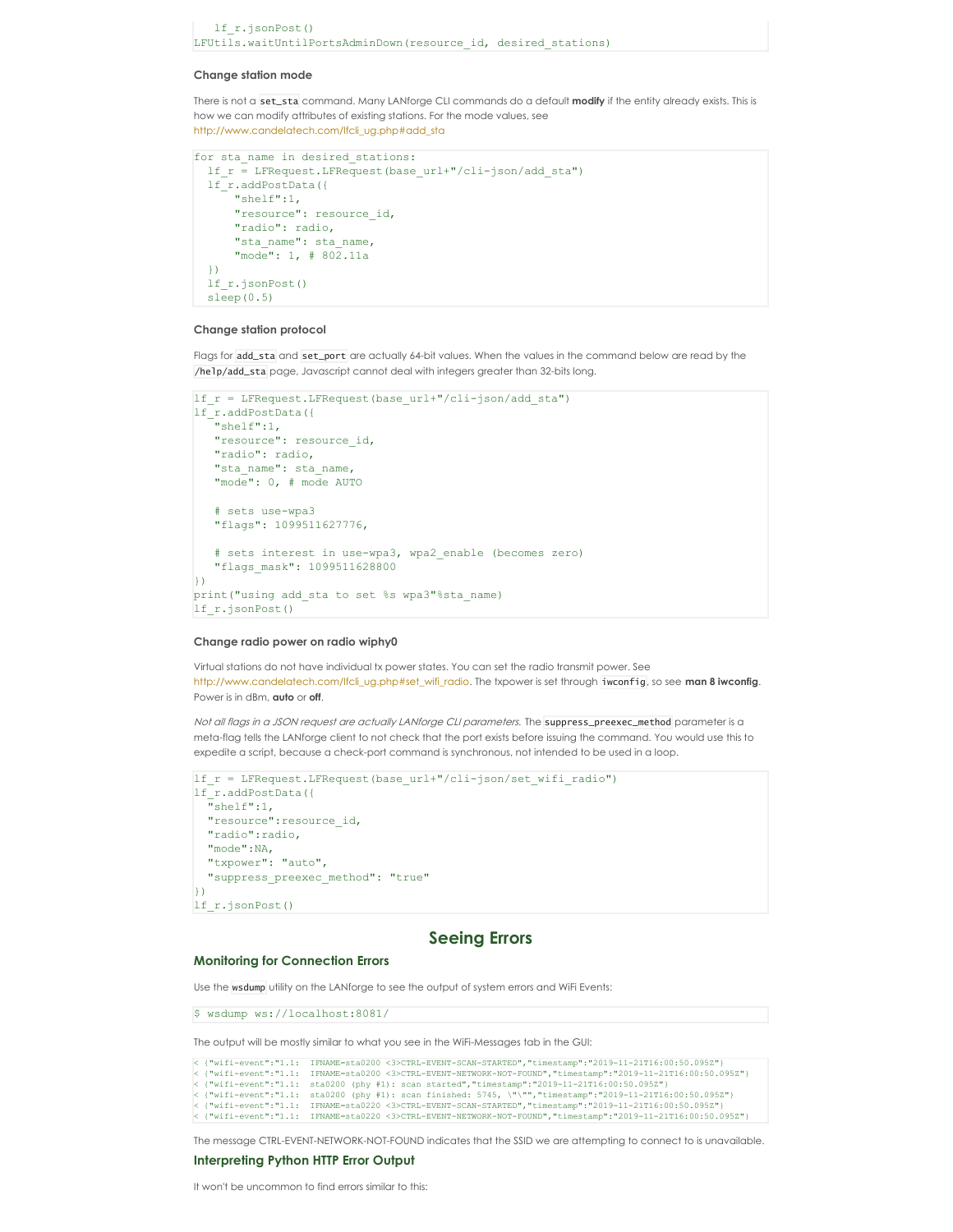```
   lf_r.jsonPost()
LFUtils.waitUntilPortsAdminDown(resource_id, desired_stations)
```

#### Change station mode

There is not a `set_sta` command. Many LANforge CLI commands do a default **modify** if the entity already exists. This is how we can modify attributes of existing stations. For the mode values, see http://www.candelatech.com/lfcli_ug.php#add_sta

```
for sta_name in desired_stations:
  lf_r = LFRequest.LFRequest(base_url+"/cli-json/add_sta")
  lf_r.addPostData({
      "shelf":1,
      "resource": resource_id,
      "radio": radio,
      "sta_name": sta_name,
      "mode": 1, # 802.11a
  })
  lf_r.jsonPost()
  sleep(0.5)
```

#### Change station protocol

Flags for `add_sta` and `set_port` are actually 64-bit values. When the values in the command below are read by the `/help/add_sta` page, Javascript cannot deal with integers greater than 32-bits long.

```
lf_r = LFRequest.LFRequest(base_url+"/cli-json/add_sta")
lf_r.addPostData({
   "shelf":1,
   "resource": resource_id,
   "radio": radio,
   "sta_name": sta_name,
   "mode": 0, # mode AUTO

   # sets use-wpa3
   "flags": 1099511627776,

   # sets interest in use-wpa3, wpa2_enable (becomes zero)
   "flags_mask": 1099511628800
})
print("using add_sta to set %s wpa3"%sta_name)
lf_r.jsonPost()
```

#### Change radio power on radio wiphy0

Virtual stations do not have individual tx power states. You can set the radio transmit power. See http://www.candelatech.com/lfcli_ug.php#set_wifi_radio. The txpower is set through `iwconfig`, so see **man 8 iwconfig**. Power is in dBm, **auto** or **off**.

*Not all flags in a JSON request are actually LANforge CLI parameters.* The `suppress_preexec_method` parameter is a meta-flag tells the LANforge client to not check that the port exists before issuing the command. You would use this to expedite a script, because a check-port command is synchronous, not intended to be used in a loop.

```
lf_r = LFRequest.LFRequest(base_url+"/cli-json/set_wifi_radio")
lf_r.addPostData({
  "shelf":1,
  "resource":resource_id,
  "radio":radio,
  "mode":NA,
  "txpower": "auto",
  "suppress_preexec_method": "true"
})
lf_r.jsonPost()
```

## Seeing Errors

### Monitoring for Connection Errors

Use the `wsdump` utility on the LANforge to see the output of system errors and WiFi Events:

```
$ wsdump ws://localhost:8081/
```

The output will be mostly similar to what you see in the WiFi-Messages tab in the GUI:

```
< {"wifi-event":"1.1:  IFNAME=sta0200 <3>CTRL-EVENT-SCAN-STARTED","timestamp":"2019-11-21T16:00:50.095Z"}
< {"wifi-event":"1.1:  IFNAME=sta0200 <3>CTRL-EVENT-NETWORK-NOT-FOUND","timestamp":"2019-11-21T16:00:50.095Z"}
< {"wifi-event":"1.1:  sta0200 (phy #1): scan started","timestamp":"2019-11-21T16:00:50.095Z"}
< {"wifi-event":"1.1:  sta0200 (phy #1): scan finished: 5745, \"\"","timestamp":"2019-11-21T16:00:50.095Z"}
< {"wifi-event":"1.1:  IFNAME=sta0220 <3>CTRL-EVENT-SCAN-STARTED","timestamp":"2019-11-21T16:00:50.095Z"}
< {"wifi-event":"1.1:  IFNAME=sta0220 <3>CTRL-EVENT-NETWORK-NOT-FOUND","timestamp":"2019-11-21T16:00:50.095Z"}
```

The message CTRL-EVENT-NETWORK-NOT-FOUND indicates that the SSID we are attempting to connect to is unavailable.

### Interpreting Python HTTP Error Output

It won't be uncommon to find errors similar to this: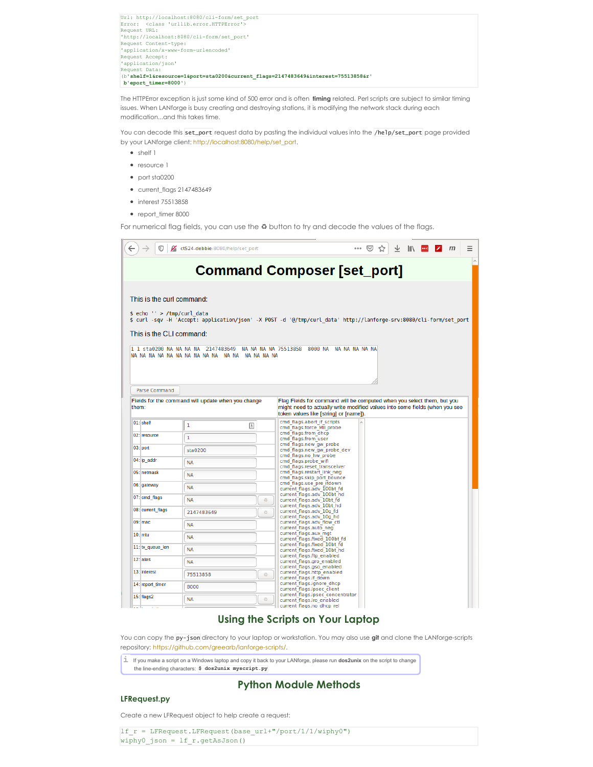```
Url: http://localhost:8080/cli-form/set_port
Error:  <class 'urllib.error.HTTPError'>
Request URL:
'http://localhost:8080/cli-form/set_port'
Request Content-type:
'application/x-www-form-urlencoded'
Request Accept:
'application/json'
Request Data:
(b'shelf=1&resource=1&port=sta0200&current_flags=2147483649&interest=75513858&r'
 b'eport_timer=8000')
```

The HTTPError exception is just some kind of 500 error and is often **timing** related. Perl scripts are subject to similar timing issues. When LANforge is busy creating and destroying stations, it is modifying the network stack during each modification...and this takes time.

You can decode this `set_port` request data by pasting the individual values into the `/help/set_port` page provided by your LANforge client: http://localhost:8080/help/set_port.

- shelf 1
- resource 1
- port sta0200
- current_flags 2147483649
- interest 75513858
- report_timer 8000

For numerical flag fields, you can use the ♲ button to try and decode the values of the flags.

## Using the Scripts on Your Laptop

You can copy the `py-json` directory to your laptop or workstation. You may also use **git** and clone the LANforge-scripts repository: https://github.com/greearb/lanforge-scripts/.

> If you make a script on a Windows laptop and copy it back to your LANforge, please run **dos2unix** on the script to change the line-ending characters: `$ dos2unix myscript.py`

## Python Module Methods

### LFRequest.py

Create a new LFRequest object to help create a request:

```
lf_r = LFRequest.LFRequest(base_url+"/port/1/1/wiphy0")
wiphy0_json = lf_r.getAsJson()
```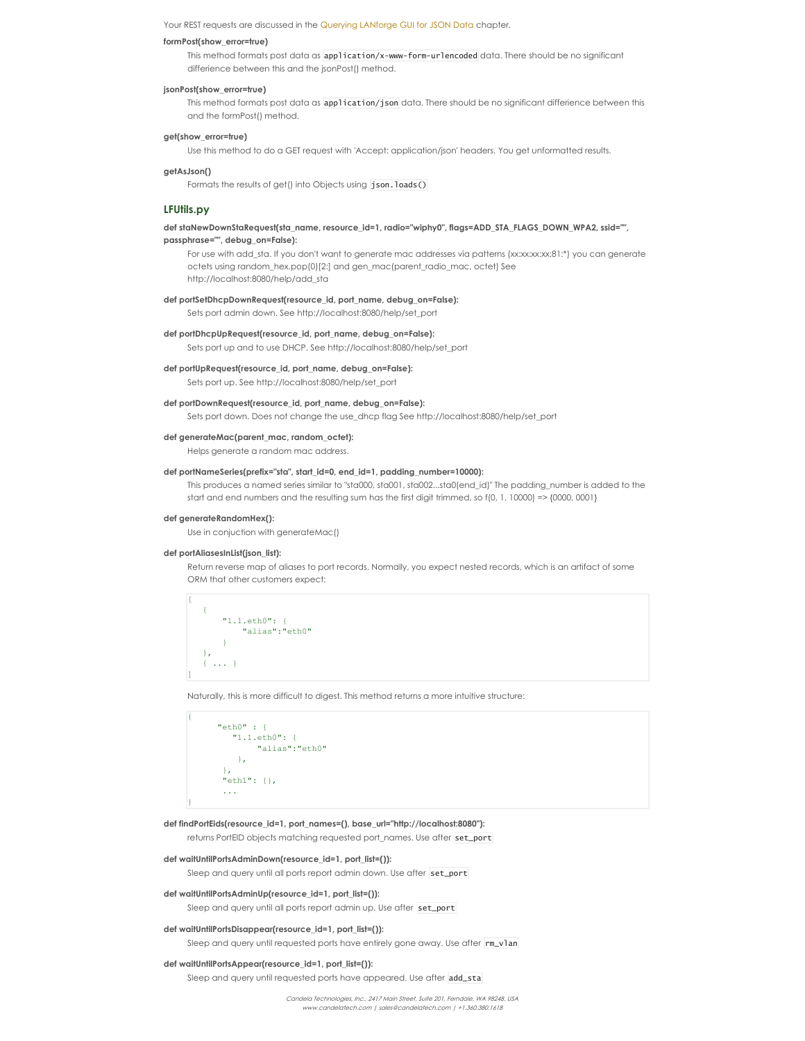Your REST requests are discussed in the Querying LANforge GUI for JSON Data chapter.

**formPost(show_error=true)**

This method formats post data as `application/x-www-form-urlencoded` data. There should be no significant difference between this and the jsonPost() method.

**jsonPost(show_error=true)**

This method formats post data as `application/json` data. There should be no significant difference between this and the formPost() method.

**get(show_error=true)**

Use this method to do a GET request with 'Accept: application/json' headers. You get unformatted results.

**getAsJson()**

Formats the results of get() into Objects using `json.loads()`

## LFUtils.py

**def staNewDownStaRequest(sta_name, resource_id=1, radio="wiphy0", flags=ADD_STA_FLAGS_DOWN_WPA2, ssid="", passphrase="", debug_on=False):**

For use with add_sta. If you don't want to generate mac addresses via patterns (xx:xx:xx:xx:81:*) you can generate octets using random_hex.pop(0)[2:] and gen_mac(parent_radio_mac, octet) See http://localhost:8080/help/add_sta

**def portSetDhcpDownRequest(resource_id, port_name, debug_on=False):**

Sets port admin down. See http://localhost:8080/help/set_port

**def portDhcpUpRequest(resource_id, port_name, debug_on=False):**

Sets port up and to use DHCP. See http://localhost:8080/help/set_port

**def portUpRequest(resource_id, port_name, debug_on=False):**

Sets port up. See http://localhost:8080/help/set_port

**def portDownRequest(resource_id, port_name, debug_on=False):**

Sets port down. Does not change the use_dhcp flag See http://localhost:8080/help/set_port

**def generateMac(parent_mac, random_octet):**

Helps generate a random mac address.

**def portNameSeries(prefix="sta", start_id=0, end_id=1, padding_number=10000):**

This produces a named series similar to "sta000, sta001, sta002...sta0(end_id)" The padding_number is added to the start and end numbers and the resulting sum has the first digit trimmed, so f(0, 1, 10000) => {0000, 0001}

**def generateRandomHex():**

Use in conjuction with generateMac()

**def portAliasesInList(json_list):**

Return reverse map of aliases to port records. Normally, you expect nested records, which is an artifact of some ORM that other customers expect:

```
[
   {
       "1.1.eth0": {
           "alias":"eth0"
       }
   },
   { ... }
]
```

Naturally, this is more difficult to digest. This method returns a more intuitive structure:

```
{
      "eth0" : {
         "1.1.eth0": {
              "alias":"eth0"
          },
       },
       "eth1": {},
       ...
}
```

**def findPortEids(resource_id=1, port_names=(), base_url="http://localhost:8080"):**

returns PortEID objects matching requested port_names. Use after `set_port`

**def waitUntilPortsAdminDown(resource_id=1, port_list=()):**

Sleep and query until all ports report admin down. Use after `set_port`

**def waitUntilPortsAdminUp(resource_id=1, port_list=()):**

Sleep and query until all ports report admin up. Use after `set_port`

**def waitUntilPortsDisappear(resource_id=1, port_list=()):**

Sleep and query until requested ports have entirely gone away. Use after `rm_vlan`

**def waitUntilPortsAppear(resource_id=1, port_list=()):**

Sleep and query until requested ports have appeared. Use after `add_sta`